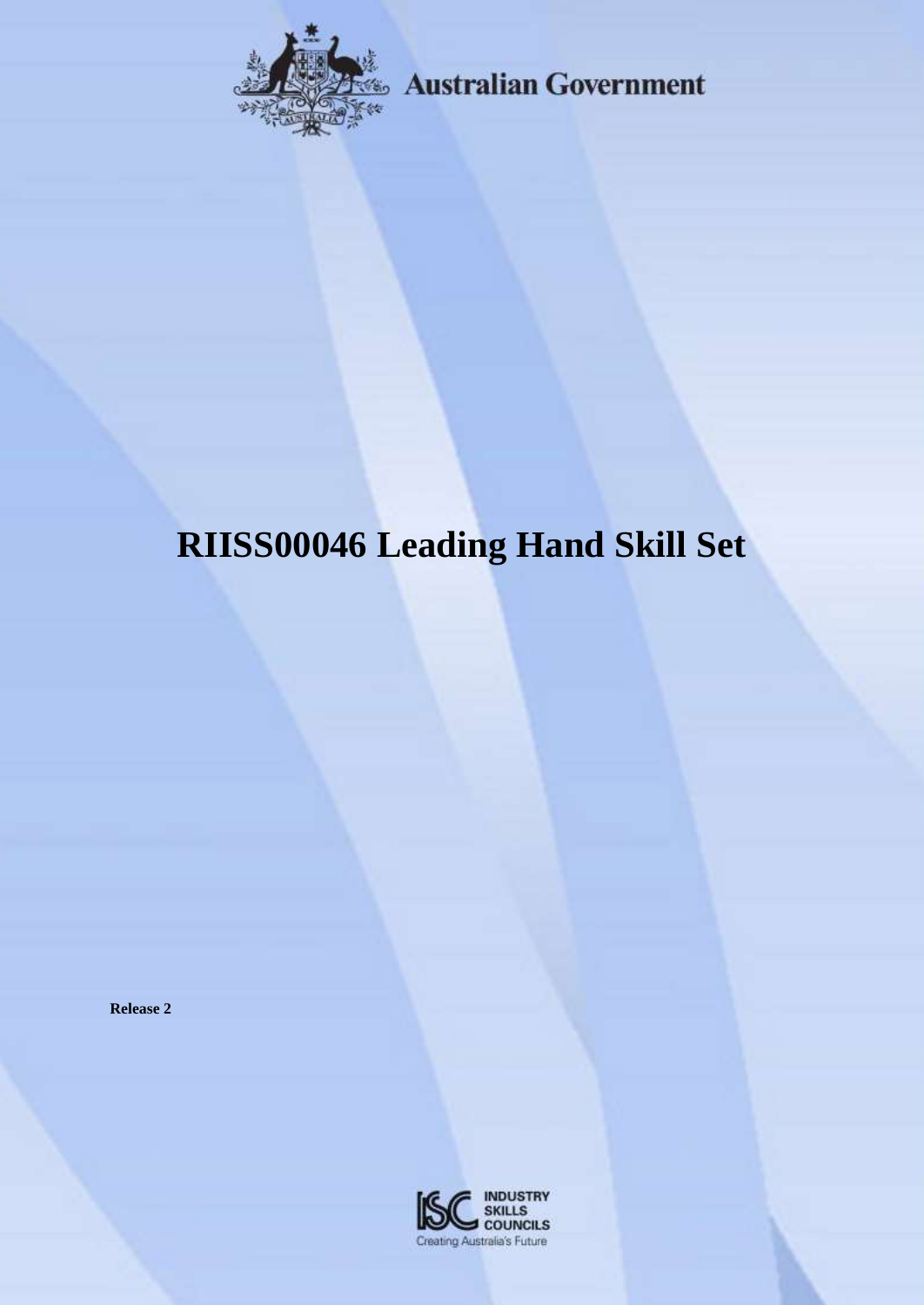Australian Government

# RIISS00046 Leading Hand Skill Set

**Release 2**

INDUSTRY SKILLS COUNCILS
Creating Australia's Future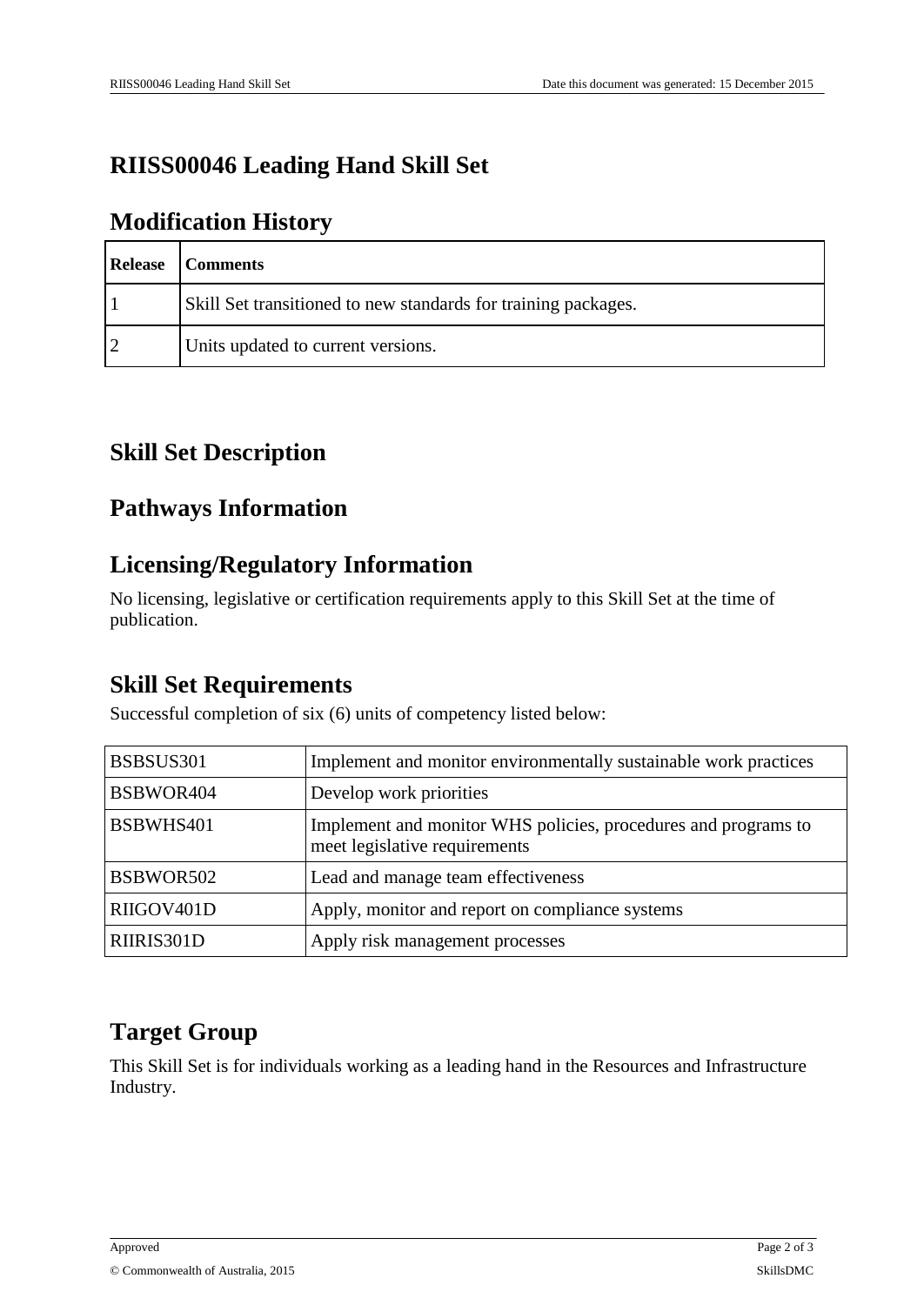# RIISS00046 Leading Hand Skill Set

## Modification History

| Release | Comments |
| --- | --- |
| 1 | Skill Set transitioned to new standards for training packages. |
| 2 | Units updated to current versions. |

## Skill Set Description

## Pathways Information

## Licensing/Regulatory Information

No licensing, legislative or certification requirements apply to this Skill Set at the time of publication.

## Skill Set Requirements

Successful completion of six (6) units of competency listed below:

| | |
| --- | --- |
| BSBSUS301 | Implement and monitor environmentally sustainable work practices |
| BSBWOR404 | Develop work priorities |
| BSBWHS401 | Implement and monitor WHS policies, procedures and programs to meet legislative requirements |
| BSBWOR502 | Lead and manage team effectiveness |
| RIIGOV401D | Apply, monitor and report on compliance systems |
| RIIRIS301D | Apply risk management processes |

## Target Group

This Skill Set is for individuals working as a leading hand in the Resources and Infrastructure Industry.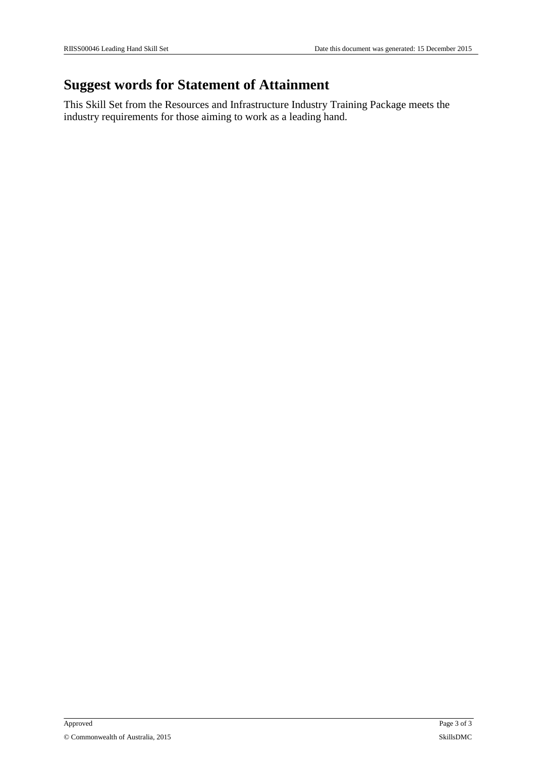## Suggest words for Statement of Attainment

This Skill Set from the Resources and Infrastructure Industry Training Package meets the industry requirements for those aiming to work as a leading hand.